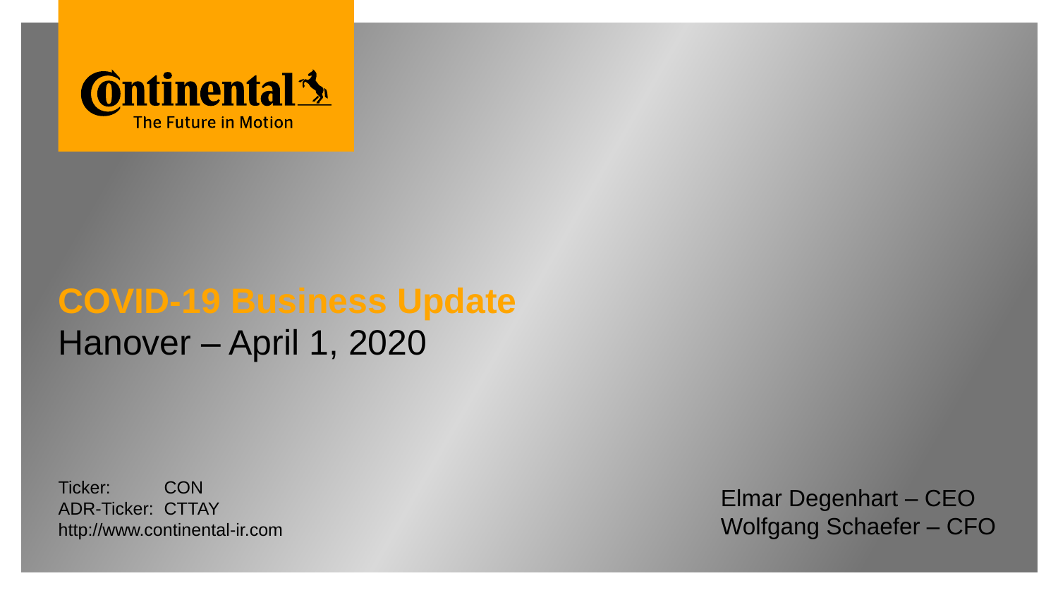Continental
The Future in Motion

# COVID-19 Business Update

Hanover – April 1, 2020

Ticker: CON
ADR-Ticker: CTTAY
http://www.continental-ir.com

Elmar Degenhart – CEO
Wolfgang Schaefer – CFO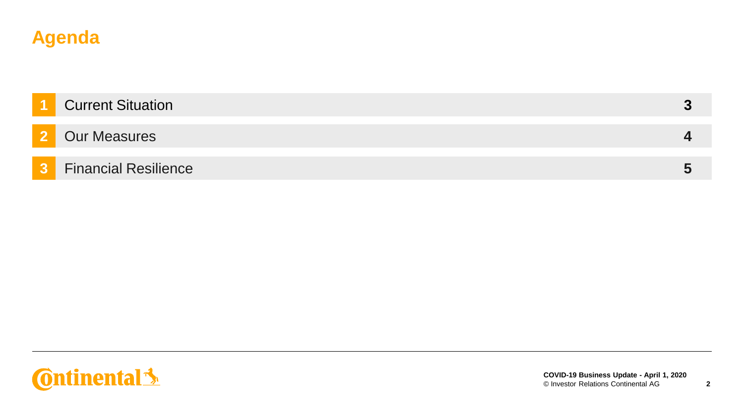# Agenda

| | | |
|---|---|---|
| 1 | Current Situation | 3 |
| 2 | Our Measures | 4 |
| 3 | Financial Resilience | 5 |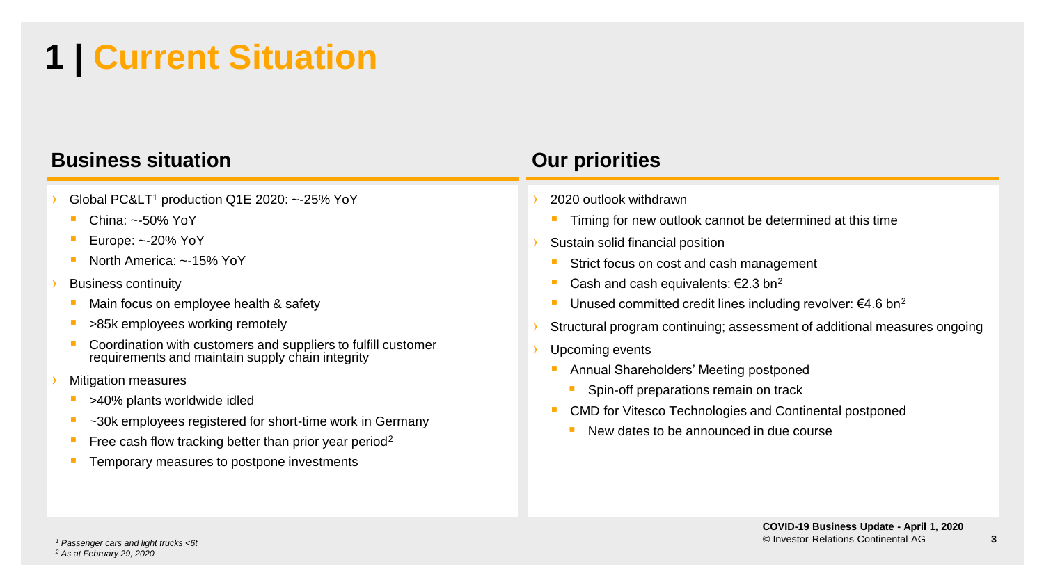# 1 | Current Situation

## Business situation

- Global PC&LT[1] production Q1E 2020: ~-25% YoY
  - China: ~-50% YoY
  - Europe: ~-20% YoY
  - North America: ~-15% YoY
- Business continuity
  - Main focus on employee health & safety
  - >85k employees working remotely
  - Coordination with customers and suppliers to fulfill customer requirements and maintain supply chain integrity
- Mitigation measures
  - >40% plants worldwide idled
  - ~30k employees registered for short-time work in Germany
  - Free cash flow tracking better than prior year period[2]
  - Temporary measures to postpone investments

## Our priorities

- 2020 outlook withdrawn
  - Timing for new outlook cannot be determined at this time
- Sustain solid financial position
  - Strict focus on cost and cash management
  - Cash and cash equivalents: €2.3 bn[2]
  - Unused committed credit lines including revolver: €4.6 bn[2]
- Structural program continuing; assessment of additional measures ongoing
- Upcoming events
  - Annual Shareholders' Meeting postponed
    - Spin-off preparations remain on track
  - CMD for Vitesco Technologies and Continental postponed
    - New dates to be announced in due course

*[1] Passenger cars and light trucks <6t*
*[2] As at February 29, 2020*

**COVID-19 Business Update - April 1, 2020**
© Investor Relations Continental AG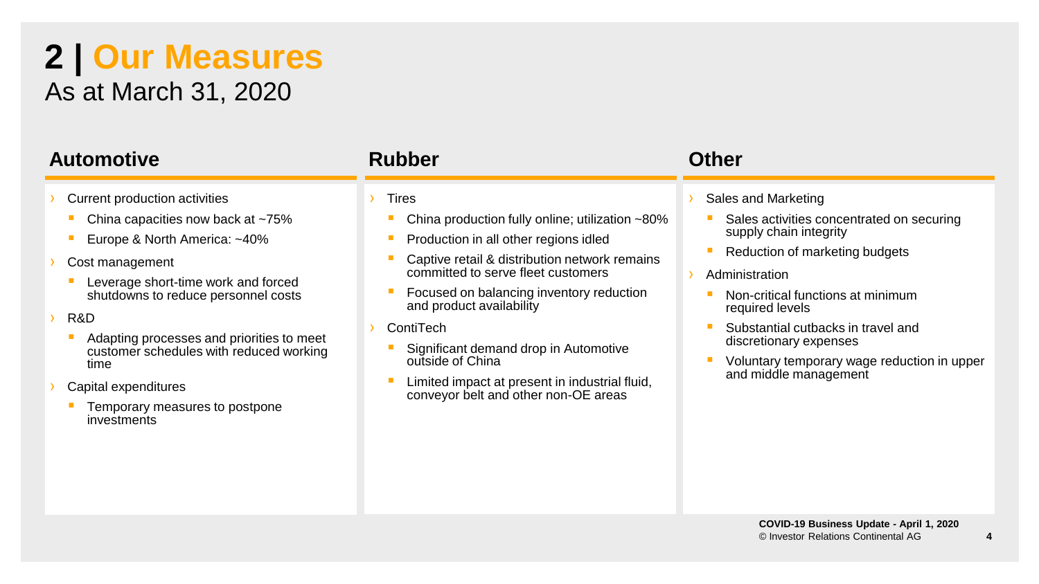# 2 | Our Measures

As at March 31, 2020

## Automotive

- Current production activities
  - China capacities now back at ~75%
  - Europe & North America: ~40%
- Cost management
  - Leverage short-time work and forced shutdowns to reduce personnel costs
- R&D
  - Adapting processes and priorities to meet customer schedules with reduced working time
- Capital expenditures
  - Temporary measures to postpone investments

## Rubber

- Tires
  - China production fully online; utilization ~80%
  - Production in all other regions idled
  - Captive retail & distribution network remains committed to serve fleet customers
  - Focused on balancing inventory reduction and product availability
- ContiTech
  - Significant demand drop in Automotive outside of China
  - Limited impact at present in industrial fluid, conveyor belt and other non-OE areas

## Other

- Sales and Marketing
  - Sales activities concentrated on securing supply chain integrity
  - Reduction of marketing budgets
- Administration
  - Non-critical functions at minimum required levels
  - Substantial cutbacks in travel and discretionary expenses
  - Voluntary temporary wage reduction in upper and middle management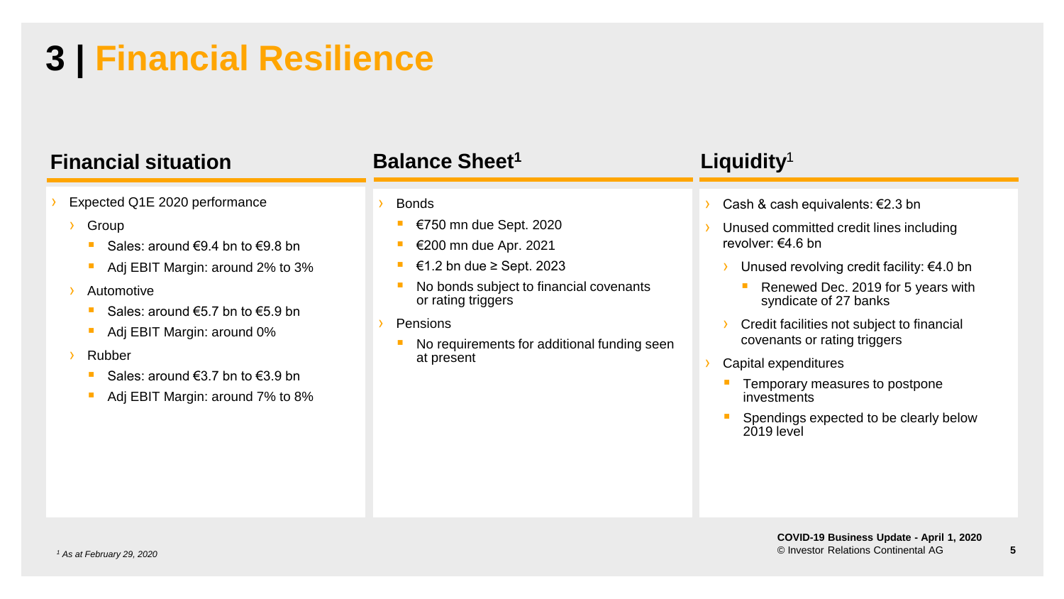# 3 | Financial Resilience

## Financial situation

- Expected Q1E 2020 performance
  - Group
    - Sales: around €9.4 bn to €9.8 bn
    - Adj EBIT Margin: around 2% to 3%
  - Automotive
    - Sales: around €5.7 bn to €5.9 bn
    - Adj EBIT Margin: around 0%
  - Rubber
    - Sales: around €3.7 bn to €3.9 bn
    - Adj EBIT Margin: around 7% to 8%

## Balance Sheet[1]

- Bonds
  - €750 mn due Sept. 2020
  - €200 mn due Apr. 2021
  - €1.2 bn due ≥ Sept. 2023
  - No bonds subject to financial covenants or rating triggers
- Pensions
  - No requirements for additional funding seen at present

## Liquidity[1]

- Cash & cash equivalents: €2.3 bn
- Unused committed credit lines including revolver: €4.6 bn
  - Unused revolving credit facility: €4.0 bn
    - Renewed Dec. 2019 for 5 years with syndicate of 27 banks
  - Credit facilities not subject to financial covenants or rating triggers
- Capital expenditures
  - Temporary measures to postpone investments
  - Spendings expected to be clearly below 2019 level

*[1] As at February 29, 2020*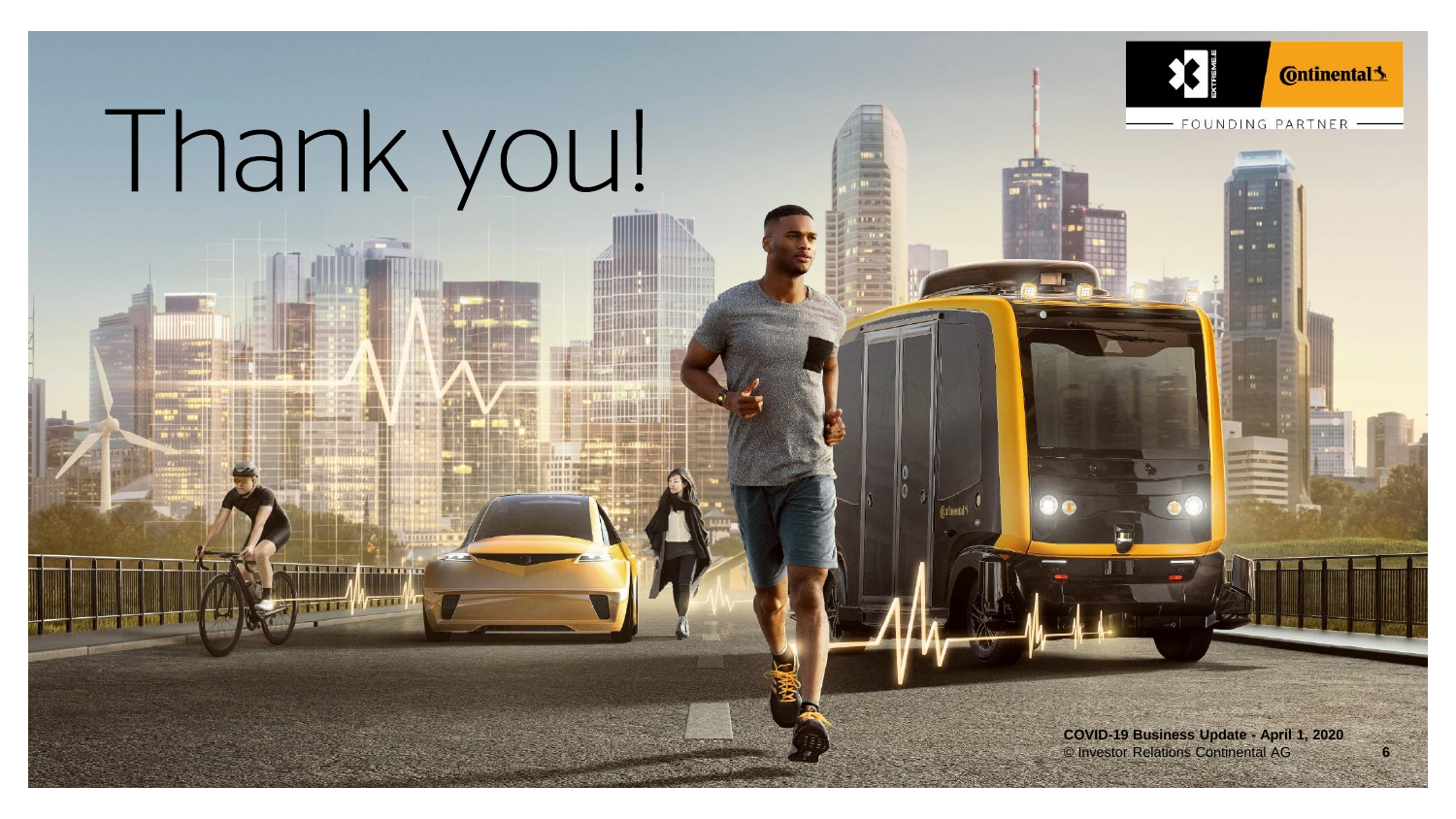# Thank you!

EXTREME E | Continental

FOUNDING PARTNER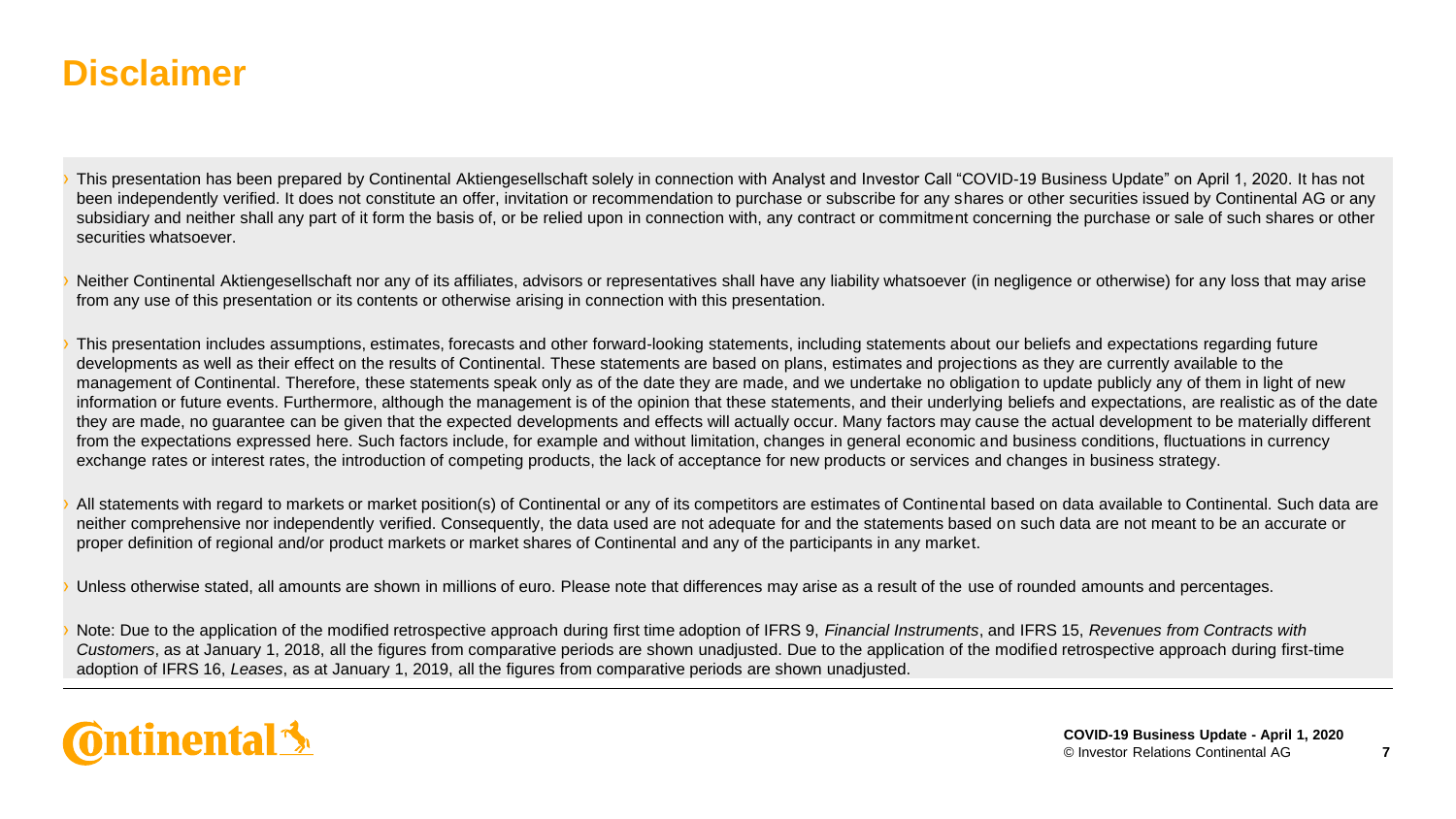# Disclaimer

- This presentation has been prepared by Continental Aktiengesellschaft solely in connection with Analyst and Investor Call "COVID-19 Business Update" on April 1, 2020. It has not been independently verified. It does not constitute an offer, invitation or recommendation to purchase or subscribe for any shares or other securities issued by Continental AG or any subsidiary and neither shall any part of it form the basis of, or be relied upon in connection with, any contract or commitment concerning the purchase or sale of such shares or other securities whatsoever.
- Neither Continental Aktiengesellschaft nor any of its affiliates, advisors or representatives shall have any liability whatsoever (in negligence or otherwise) for any loss that may arise from any use of this presentation or its contents or otherwise arising in connection with this presentation.
- This presentation includes assumptions, estimates, forecasts and other forward-looking statements, including statements about our beliefs and expectations regarding future developments as well as their effect on the results of Continental. These statements are based on plans, estimates and projections as they are currently available to the management of Continental. Therefore, these statements speak only as of the date they are made, and we undertake no obligation to update publicly any of them in light of new information or future events. Furthermore, although the management is of the opinion that these statements, and their underlying beliefs and expectations, are realistic as of the date they are made, no guarantee can be given that the expected developments and effects will actually occur. Many factors may cause the actual development to be materially different from the expectations expressed here. Such factors include, for example and without limitation, changes in general economic and business conditions, fluctuations in currency exchange rates or interest rates, the introduction of competing products, the lack of acceptance for new products or services and changes in business strategy.
- All statements with regard to markets or market position(s) of Continental or any of its competitors are estimates of Continental based on data available to Continental. Such data are neither comprehensive nor independently verified. Consequently, the data used are not adequate for and the statements based on such data are not meant to be an accurate or proper definition of regional and/or product markets or market shares of Continental and any of the participants in any market.
- Unless otherwise stated, all amounts are shown in millions of euro. Please note that differences may arise as a result of the use of rounded amounts and percentages.
- Note: Due to the application of the modified retrospective approach during first time adoption of IFRS 9, *Financial Instruments*, and IFRS 15, *Revenues from Contracts with Customers*, as at January 1, 2018, all the figures from comparative periods are shown unadjusted. Due to the application of the modified retrospective approach during first-time adoption of IFRS 16, *Leases*, as at January 1, 2019, all the figures from comparative periods are shown unadjusted.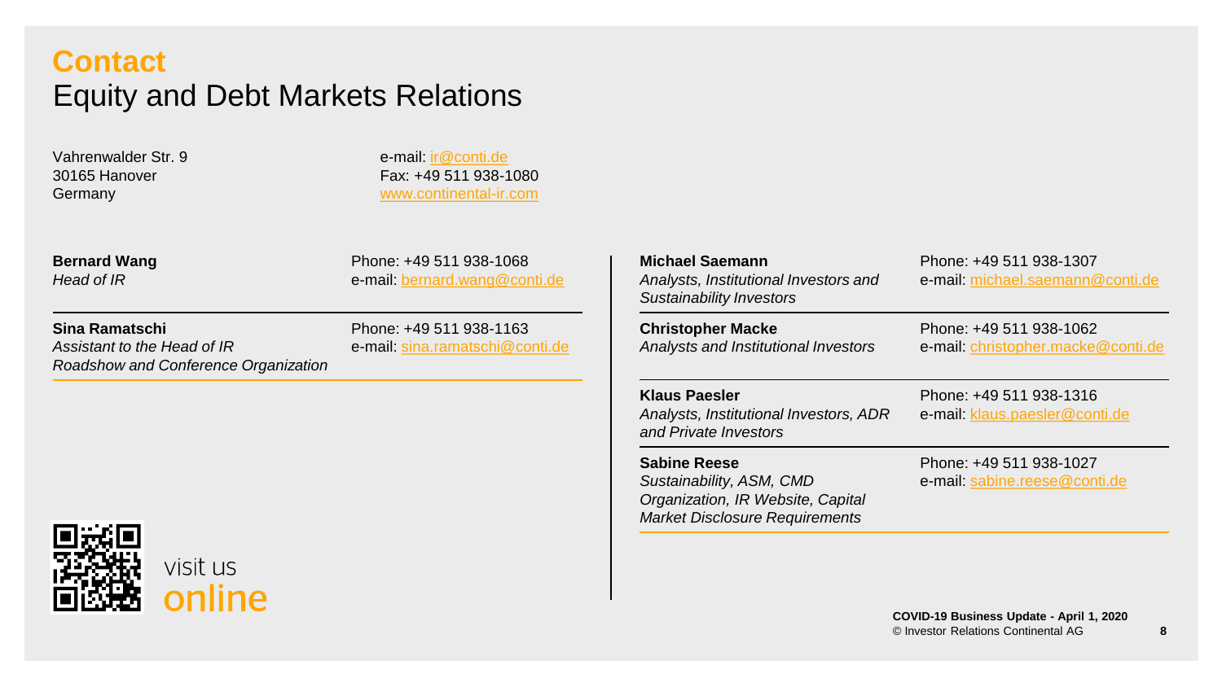# Contact

## Equity and Debt Markets Relations

Vahrenwalder Str. 9
30165 Hanover
Germany

e-mail: ir@conti.de
Fax: +49 511 938-1080
www.continental-ir.com

**Bernard Wang**
*Head of IR*
Phone: +49 511 938-1068
e-mail: bernard.wang@conti.de

**Sina Ramatschi**
*Assistant to the Head of IR*
*Roadshow and Conference Organization*
Phone: +49 511 938-1163
e-mail: sina.ramatschi@conti.de

**Michael Saemann**
*Analysts, Institutional Investors and Sustainability Investors*
Phone: +49 511 938-1307
e-mail: michael.saemann@conti.de

**Christopher Macke**
*Analysts and Institutional Investors*
Phone: +49 511 938-1062
e-mail: christopher.macke@conti.de

**Klaus Paesler**
*Analysts, Institutional Investors, ADR and Private Investors*
Phone: +49 511 938-1316
e-mail: klaus.paesler@conti.de

**Sabine Reese**
*Sustainability, ASM, CMD Organization, IR Website, Capital Market Disclosure Requirements*
Phone: +49 511 938-1027
e-mail: sabine.reese@conti.de

visit us
online

**COVID-19 Business Update - April 1, 2020**
© Investor Relations Continental AG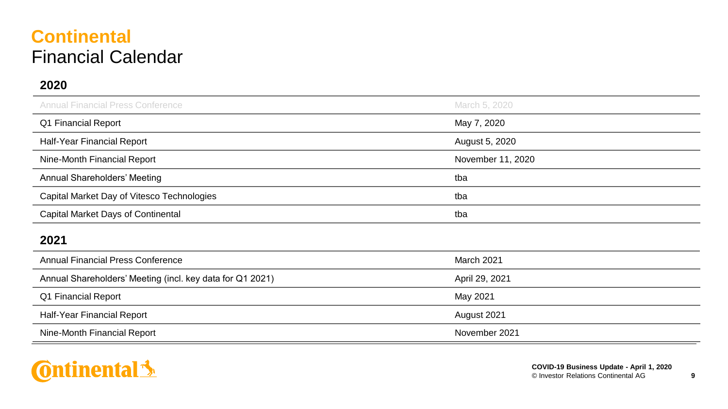# Continental
## Financial Calendar

### 2020

| | |
|---|---|
| Annual Financial Press Conference | March 5, 2020 |
| Q1 Financial Report | May 7, 2020 |
| Half-Year Financial Report | August 5, 2020 |
| Nine-Month Financial Report | November 11, 2020 |
| Annual Shareholders' Meeting | tba |
| Capital Market Day of Vitesco Technologies | tba |
| Capital Market Days of Continental | tba |

### 2021

| | |
|---|---|
| Annual Financial Press Conference | March 2021 |
| Annual Shareholders' Meeting (incl. key data for Q1 2021) | April 29, 2021 |
| Q1 Financial Report | May 2021 |
| Half-Year Financial Report | August 2021 |
| Nine-Month Financial Report | November 2021 |

Continental

**COVID-19 Business Update - April 1, 2020**
© Investor Relations Continental AG